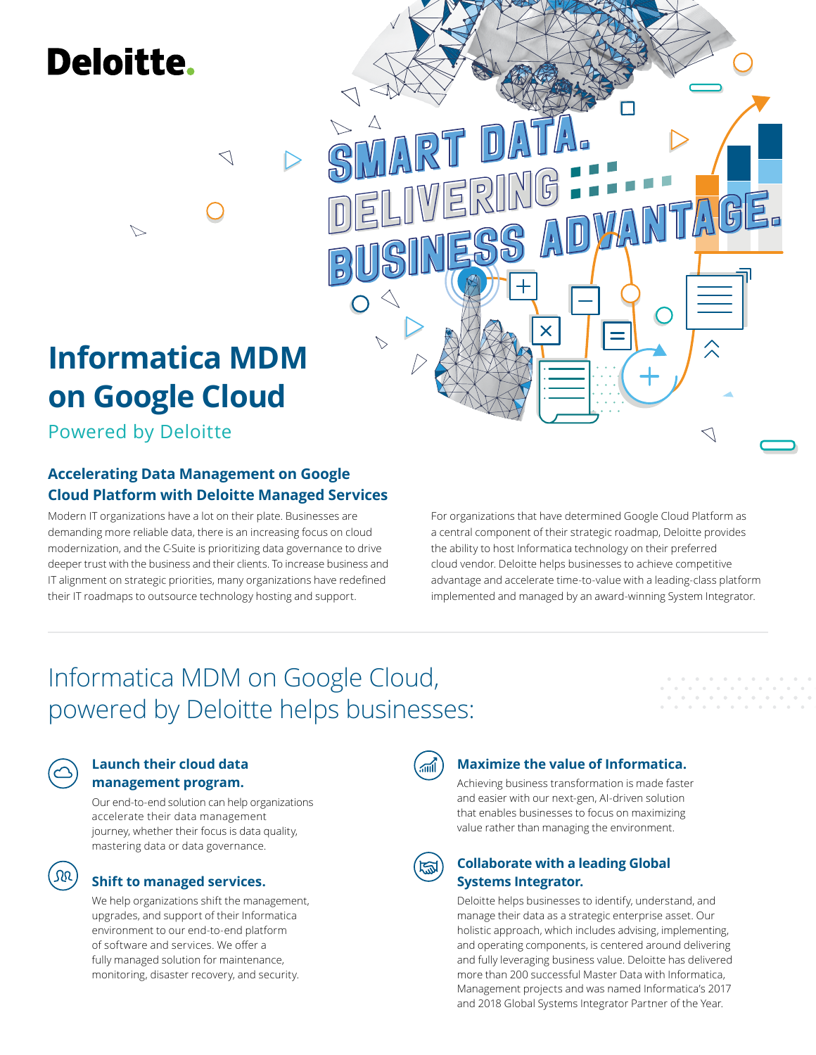Deloitte.

SMART DATA. DELIVERING BUSINESS ADVANTAGE.

# Informatica MDM on Google Cloud

Powered by Deloitte

## Accelerating Data Management on Google Cloud Platform with Deloitte Managed Services

Modern IT organizations have a lot on their plate. Businesses are demanding more reliable data, there is an increasing focus on cloud modernization, and the C-Suite is prioritizing data governance to drive deeper trust with the business and their clients. To increase business and IT alignment on strategic priorities, many organizations have redefined their IT roadmaps to outsource technology hosting and support.

For organizations that have determined Google Cloud Platform as a central component of their strategic roadmap, Deloitte provides the ability to host Informatica technology on their preferred cloud vendor. Deloitte helps businesses to achieve competitive advantage and accelerate time-to-value with a leading-class platform implemented and managed by an award-winning System Integrator.

## Informatica MDM on Google Cloud, powered by Deloitte helps businesses:

### Launch their cloud data management program.

Our end-to-end solution can help organizations accelerate their data management journey, whether their focus is data quality, mastering data or data governance.

### Shift to managed services.

We help organizations shift the management, upgrades, and support of their Informatica environment to our end-to-end platform of software and services. We offer a fully managed solution for maintenance, monitoring, disaster recovery, and security.

### Maximize the value of Informatica.

Achieving business transformation is made faster and easier with our next-gen, AI-driven solution that enables businesses to focus on maximizing value rather than managing the environment.

### Collaborate with a leading Global Systems Integrator.

Deloitte helps businesses to identify, understand, and manage their data as a strategic enterprise asset. Our holistic approach, which includes advising, implementing, and operating components, is centered around delivering and fully leveraging business value. Deloitte has delivered more than 200 successful Master Data with Informatica, Management projects and was named Informatica's 2017 and 2018 Global Systems Integrator Partner of the Year.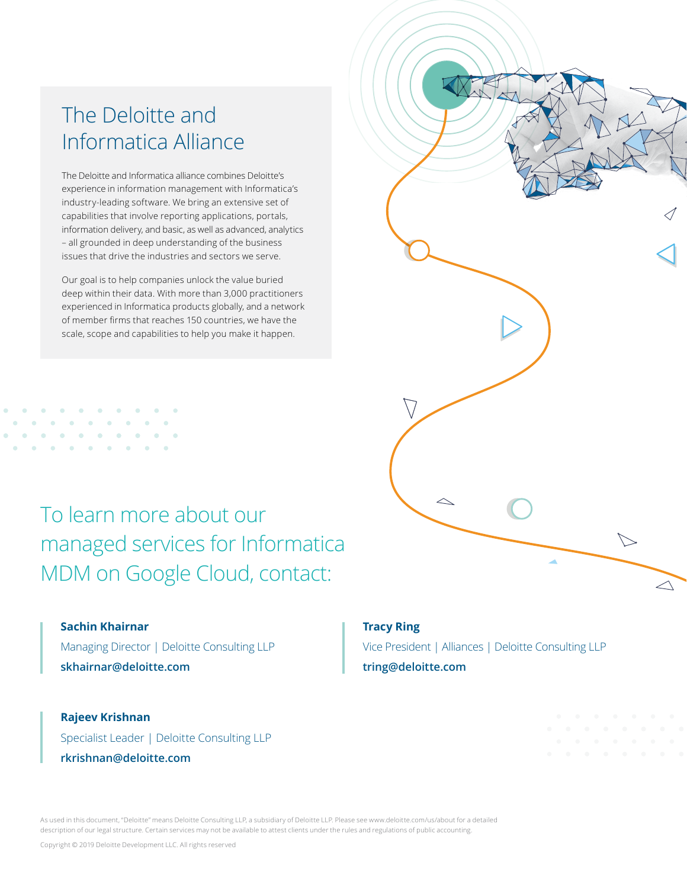## The Deloitte and Informatica Alliance

The Deloitte and Informatica alliance combines Deloitte's experience in information management with Informatica's industry-leading software. We bring an extensive set of capabilities that involve reporting applications, portals, information delivery, and basic, as well as advanced, analytics – all grounded in deep understanding of the business issues that drive the industries and sectors we serve.

Our goal is to help companies unlock the value buried deep within their data. With more than 3,000 practitioners experienced in Informatica products globally, and a network of member firms that reaches 150 countries, we have the scale, scope and capabilities to help you make it happen.

## To learn more about our managed services for Informatica MDM on Google Cloud, contact:

**Sachin Khairnar**
Managing Director | Deloitte Consulting LLP
**skhairnar@deloitte.com**

**Tracy Ring**
Vice President | Alliances | Deloitte Consulting LLP
**tring@deloitte.com**

**Rajeev Krishnan**
Specialist Leader | Deloitte Consulting LLP
**rkrishnan@deloitte.com**

As used in this document, "Deloitte" means Deloitte Consulting LLP, a subsidiary of Deloitte LLP. Please see www.deloitte.com/us/about for a detailed description of our legal structure. Certain services may not be available to attest clients under the rules and regulations of public accounting.

Copyright © 2019 Deloitte Development LLC. All rights reserved